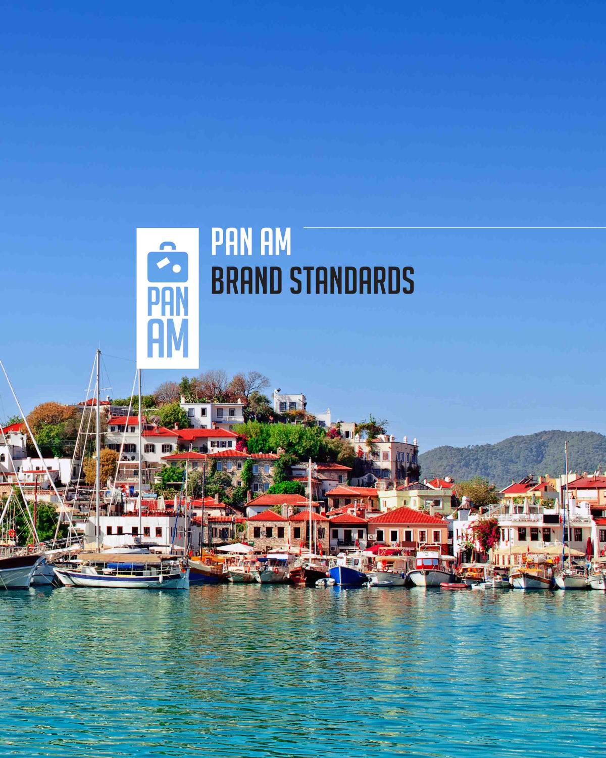# PAN AM BRAND STANDARDS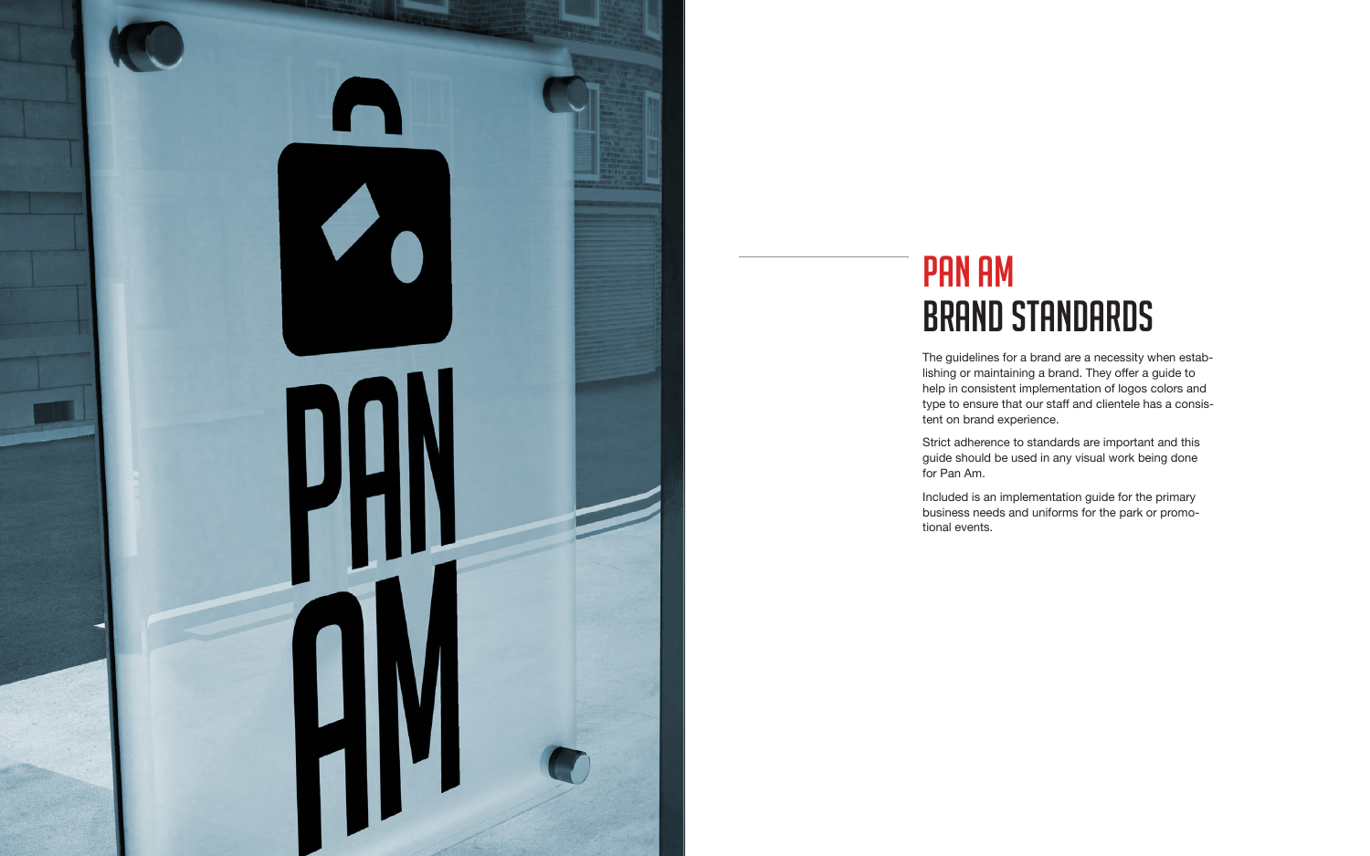# PAN AM
# BRAND STANDARDS

The guidelines for a brand are a necessity when establishing or maintaining a brand. They offer a guide to help in consistent implementation of logos colors and type to ensure that our staff and clientele has a consistent on brand experience.

Strict adherence to standards are important and this guide should be used in any visual work being done for Pan Am.

Included is an implementation guide for the primary business needs and uniforms for the park or promotional events.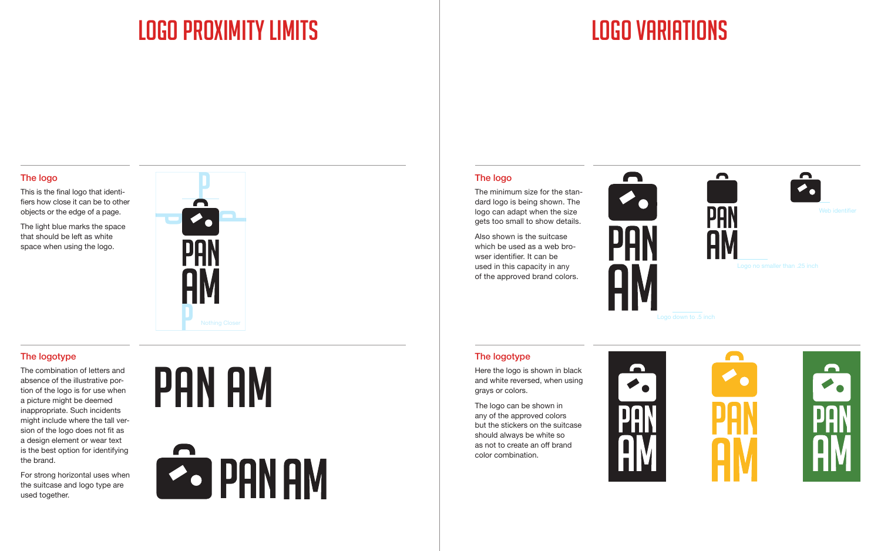# LOGO PROXIMITY LIMITS

## The logo

This is the final logo that identifiers how close it can be to other objects or the edge of a page.

The light blue marks the space that should be left as white space when using the logo.

Nothing Closer

## The logotype

The combination of letters and absence of the illustrative portion of the logo is for use when a picture might be deemed inappropriate. Such incidents might include where the tall version of the logo does not fit as a design element or wear text is the best option for identifying the brand.

For strong horizontal uses when the suitcase and logo type are used together.

# LOGO VARIATIONS

## The logo

The minimum size for the standard logo is being shown. The logo can adapt when the size gets too small to show details.

Also shown is the suitcase which be used as a web browser identifier. It can be used in this capacity in any of the approved brand colors.

Logo down to .5 inch

Logo no smaller than .25 inch

Web identifier

## The logotype

Here the logo is shown in black and white reversed, when using grays or colors.

The logo can be shown in any of the approved colors but the stickers on the suitcase should always be white so as not to create an off brand color combination.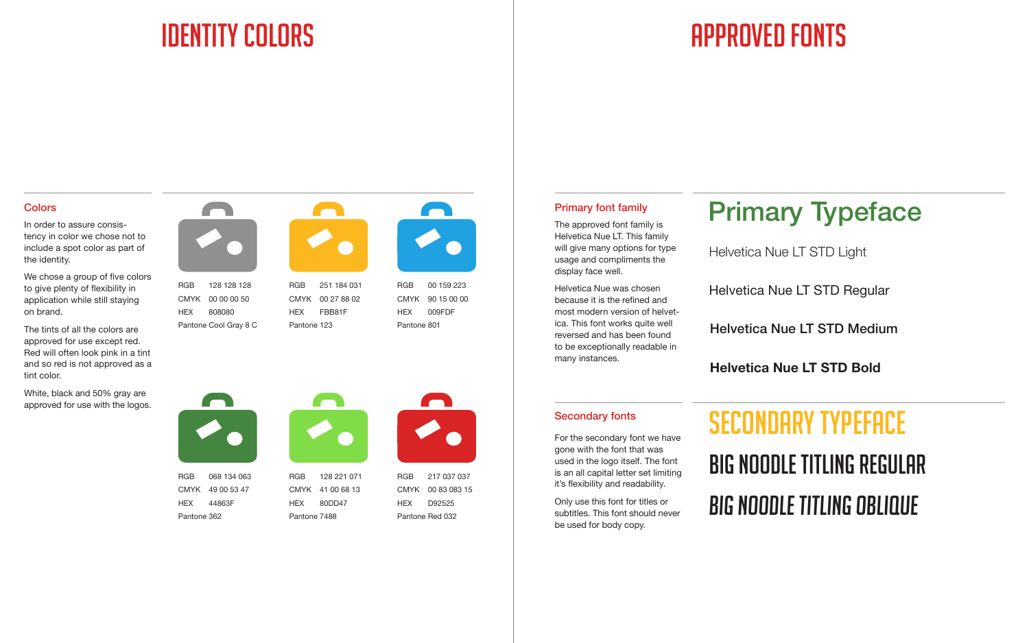# IDENTITY COLORS

## Colors

In order to assure consistency in color we chose not to include a spot color as part of the identity.

We chose a group of five colors to give plenty of flexibility in application while still staying on brand.

The tints of all the colors are approved for use except red. Red will often look pink in a tint and so red is not approved as a tint color.

White, black and 50% gray are approved for use with the logos.

RGB 128 128 128
CMYK 00 00 00 50
HEX 808080
Pantone Cool Gray 8 C

RGB 251 184 031
CMYK 00 27 88 02
HEX FBB81F
Pantone 123

RGB 00 159 223
CMYK 90 15 00 00
HEX 009FDF
Pantone 801

RGB 068 134 063
CMYK 49 00 53 47
HEX 44863F
Pantone 362

RGB 128 221 071
CMYK 41 00 68 13
HEX 80DD47
Pantone 7488

RGB 217 037 037
CMYK 00 83 083 15
HEX D92525
Pantone Red 032

# APPROVED FONTS

## Primary font family

The approved font family is Helvetica Nue LT. This family will give many options for type usage and compliments the display face well.

Helvetica Nue was chosen because it is the refined and most modern version of helvetica. This font works quite well reversed and has been found to be exceptionally readable in many instances.

## Primary Typeface

Helvetica Nue LT STD Light

Helvetica Nue LT STD Regular

**Helvetica Nue LT STD Medium**

**Helvetica Nue LT STD Bold**

## Secondary fonts

For the secondary font we have gone with the font that was used in the logo itself. The font is an all capital letter set limiting it's flexibility and readability.

Only use this font for titles or subtitles. This font should never be used for body copy.

## SECONDARY TYPEFACE

BIG NOODLE TITLING REGULAR

*BIG NOODLE TITLING OBLIQUE*